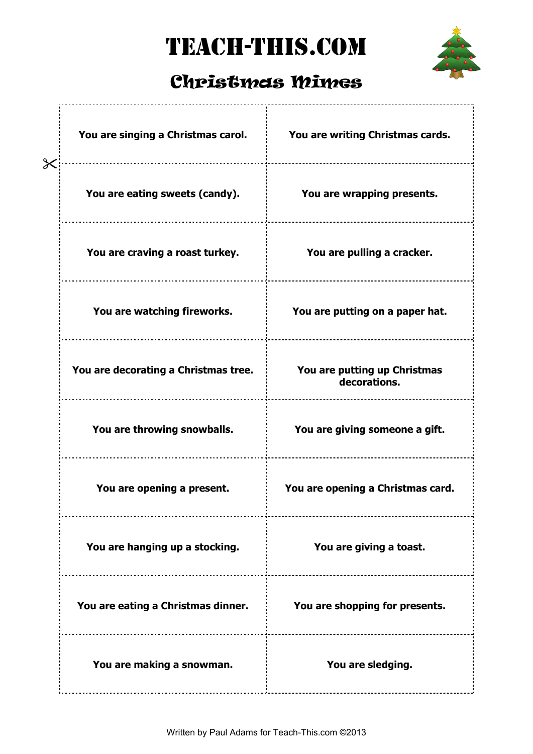# TEACH-THIS.COM

## Christmas Mimes

| | |
|---|---|
| **You are singing a Christmas carol.** | **You are writing Christmas cards.** |
| **You are eating sweets (candy).** | **You are wrapping presents.** |
| **You are craving a roast turkey.** | **You are pulling a cracker.** |
| **You are watching fireworks.** | **You are putting on a paper hat.** |
| **You are decorating a Christmas tree.** | **You are putting up Christmas decorations.** |
| **You are throwing snowballs.** | **You are giving someone a gift.** |
| **You are opening a present.** | **You are opening a Christmas card.** |
| **You are hanging up a stocking.** | **You are giving a toast.** |
| **You are eating a Christmas dinner.** | **You are shopping for presents.** |
| **You are making a snowman.** | **You are sledging.** |

Written by Paul Adams for Teach-This.com ©2013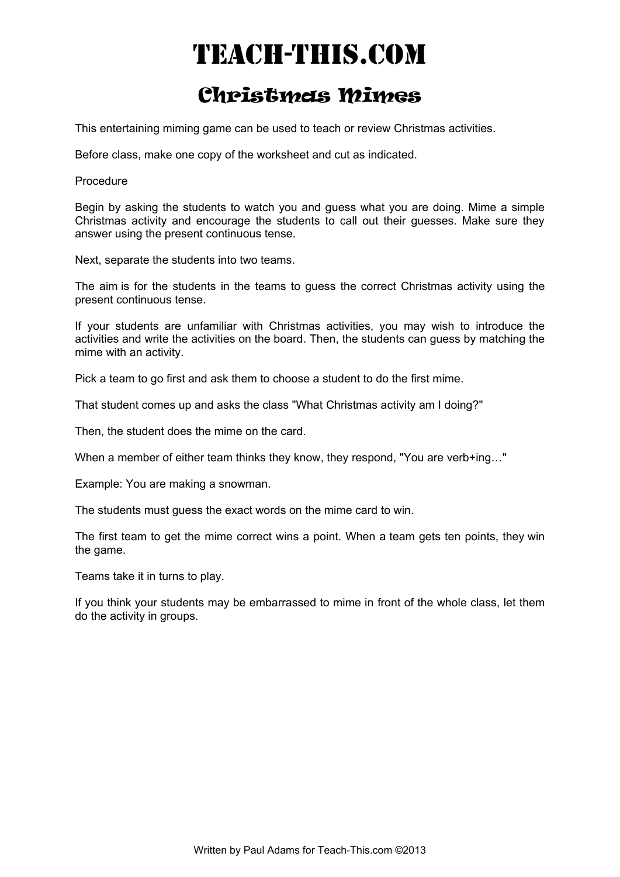# TEACH-THIS.COM

## Christmas Mimes

This entertaining miming game can be used to teach or review Christmas activities.

Before class, make one copy of the worksheet and cut as indicated.

Procedure

Begin by asking the students to watch you and guess what you are doing. Mime a simple Christmas activity and encourage the students to call out their guesses. Make sure they answer using the present continuous tense.

Next, separate the students into two teams.

The aim is for the students in the teams to guess the correct Christmas activity using the present continuous tense.

If your students are unfamiliar with Christmas activities, you may wish to introduce the activities and write the activities on the board. Then, the students can guess by matching the mime with an activity.

Pick a team to go first and ask them to choose a student to do the first mime.

That student comes up and asks the class "What Christmas activity am I doing?"

Then, the student does the mime on the card.

When a member of either team thinks they know, they respond, "You are verb+ing…"

Example: You are making a snowman.

The students must guess the exact words on the mime card to win.

The first team to get the mime correct wins a point. When a team gets ten points, they win the game.

Teams take it in turns to play.

If you think your students may be embarrassed to mime in front of the whole class, let them do the activity in groups.

Written by Paul Adams for Teach-This.com ©2013